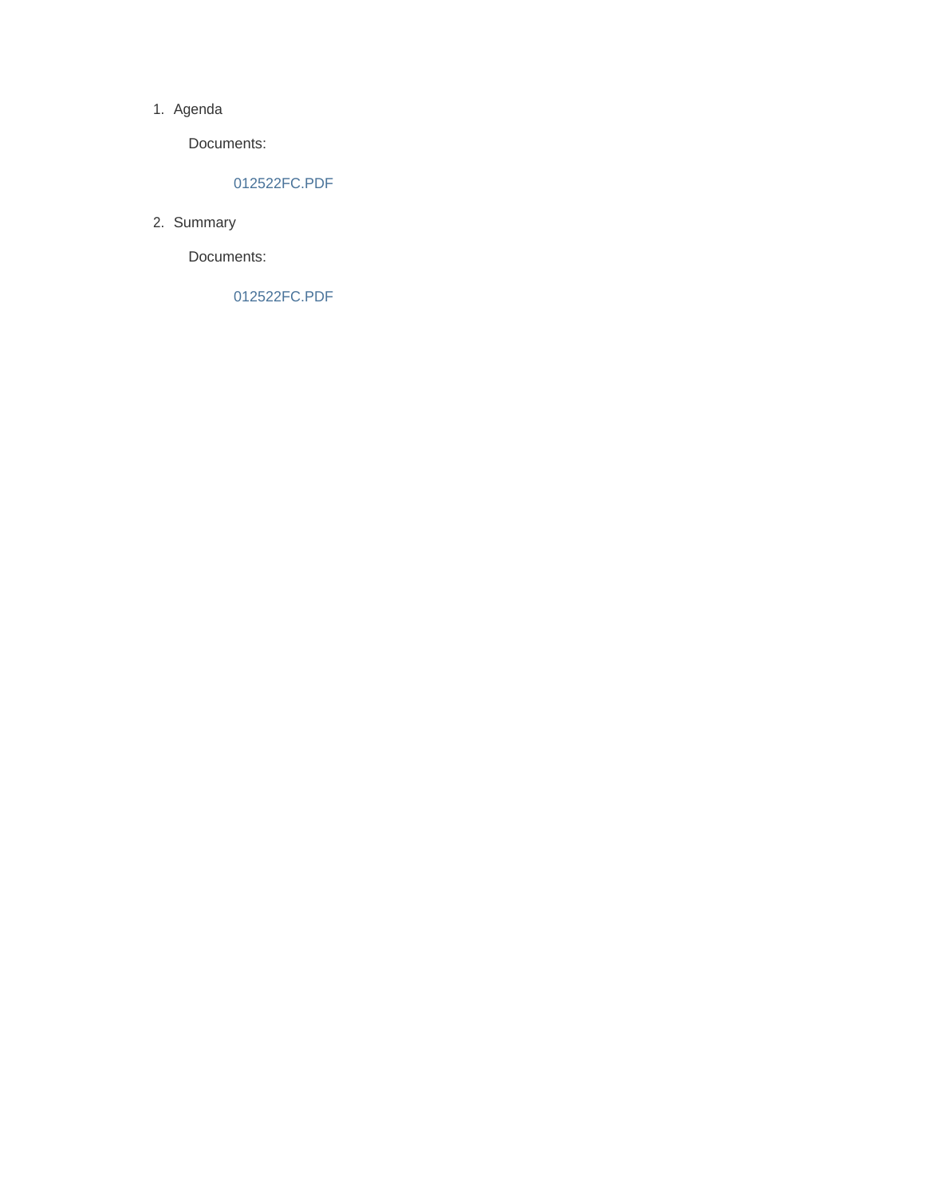1. Agenda

    Documents:

        012522FC.PDF

2. Summary

    Documents:

        012522FC.PDF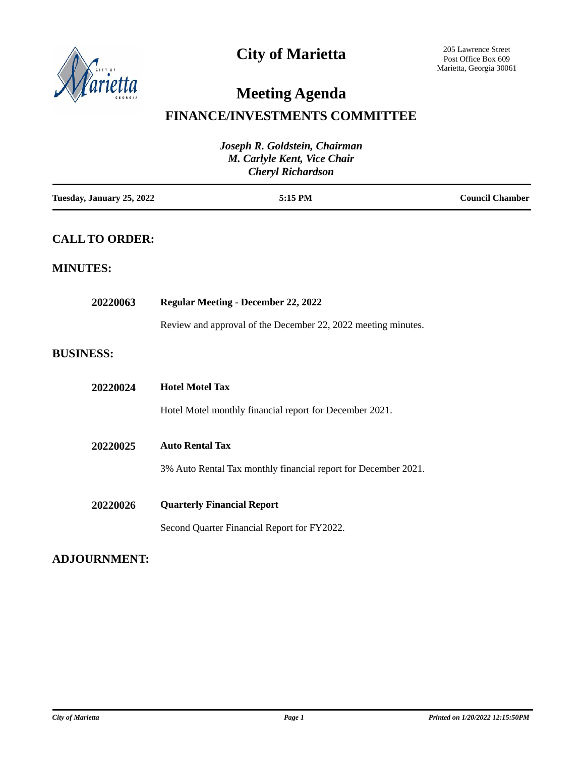# City of Marietta

205 Lawrence Street
Post Office Box 609
Marietta, Georgia 30061

# Meeting Agenda

## FINANCE/INVESTMENTS COMMITTEE

*Joseph R. Goldstein, Chairman*
*M. Carlyle Kent, Vice Chair*
*Cheryl Richardson*

| Tuesday, January 25, 2022 | 5:15 PM | Council Chamber |
|---|---|---|

## CALL TO ORDER:

## MINUTES:

**20220063** **Regular Meeting - December 22, 2022**

Review and approval of the December 22, 2022 meeting minutes.

## BUSINESS:

**20220024** **Hotel Motel Tax**

Hotel Motel monthly financial report for December 2021.

**20220025** **Auto Rental Tax**

3% Auto Rental Tax monthly financial report for December 2021.

**20220026** **Quarterly Financial Report**

Second Quarter Financial Report for FY2022.

## ADJOURNMENT: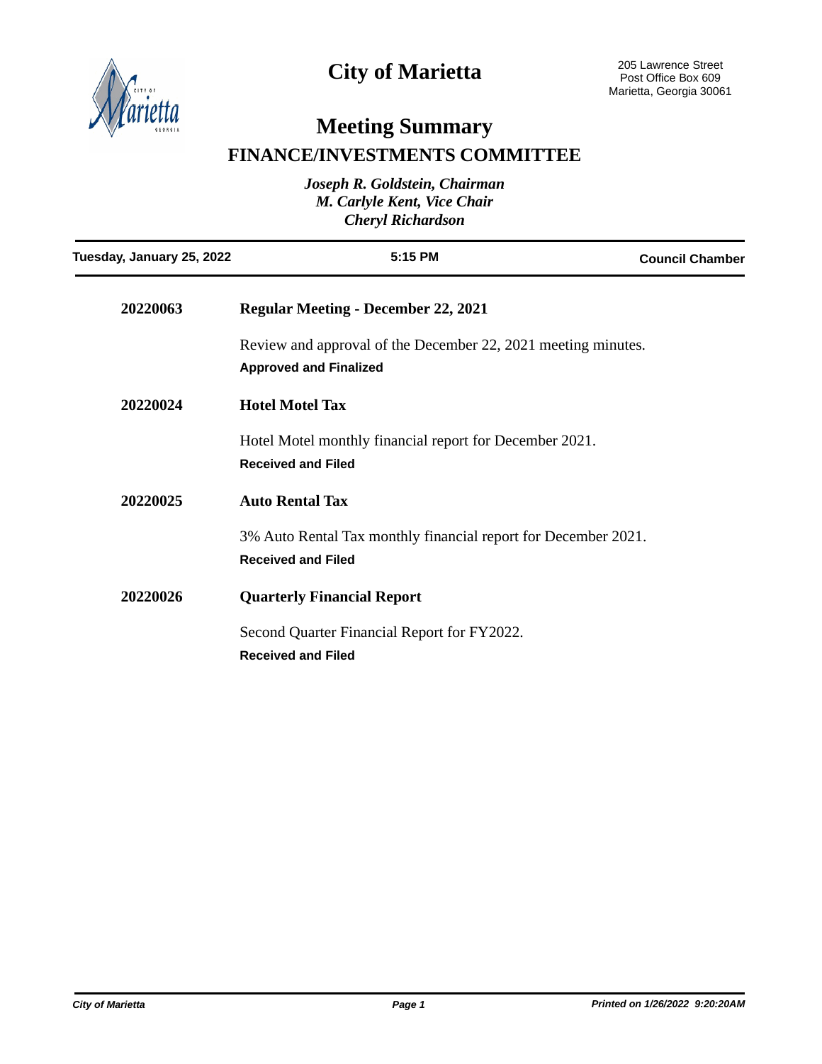# City of Marietta

205 Lawrence Street
Post Office Box 609
Marietta, Georgia 30061

# Meeting Summary

## FINANCE/INVESTMENTS COMMITTEE

*Joseph R. Goldstein, Chairman*
*M. Carlyle Kent, Vice Chair*
*Cheryl Richardson*

| Tuesday, January 25, 2022 | 5:15 PM | Council Chamber |
|---|---|---|

**20220063** — **Regular Meeting - December 22, 2021**

Review and approval of the December 22, 2021 meeting minutes.

**Approved and Finalized**

**20220024** — **Hotel Motel Tax**

Hotel Motel monthly financial report for December 2021.

**Received and Filed**

**20220025** — **Auto Rental Tax**

3% Auto Rental Tax monthly financial report for December 2021.

**Received and Filed**

**20220026** — **Quarterly Financial Report**

Second Quarter Financial Report for FY2022.

**Received and Filed**